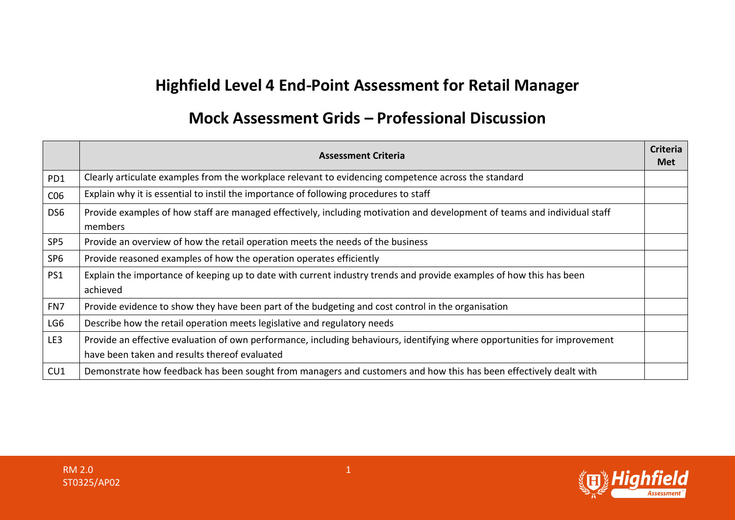# Highfield Level 4 End-Point Assessment for Retail Manager

## Mock Assessment Grids – Professional Discussion

| | Assessment Criteria | Criteria Met |
|---|---|---|
| PD1 | Clearly articulate examples from the workplace relevant to evidencing competence across the standard | |
| C06 | Explain why it is essential to instil the importance of following procedures to staff | |
| DS6 | Provide examples of how staff are managed effectively, including motivation and development of teams and individual staff members | |
| SP5 | Provide an overview of how the retail operation meets the needs of the business | |
| SP6 | Provide reasoned examples of how the operation operates efficiently | |
| PS1 | Explain the importance of keeping up to date with current industry trends and provide examples of how this has been achieved | |
| FN7 | Provide evidence to show they have been part of the budgeting and cost control in the organisation | |
| LG6 | Describe how the retail operation meets legislative and regulatory needs | |
| LE3 | Provide an effective evaluation of own performance, including behaviours, identifying where opportunities for improvement have been taken and results thereof evaluated | |
| CU1 | Demonstrate how feedback has been sought from managers and customers and how this has been effectively dealt with | |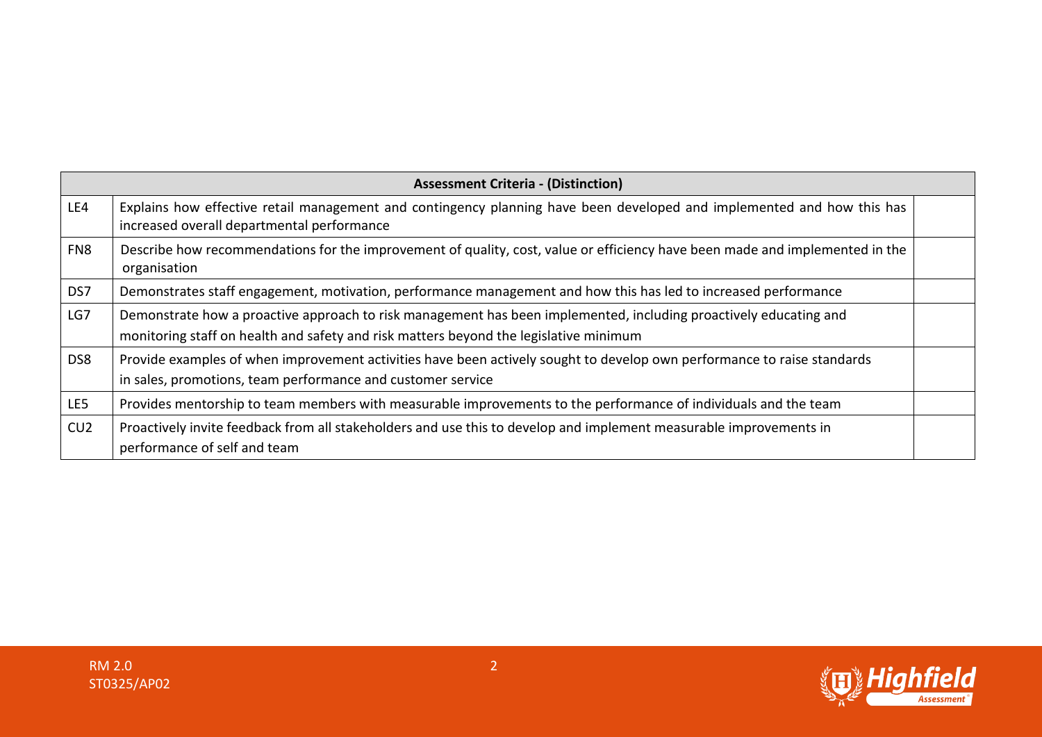| Assessment Criteria - (Distinction) | | |
|---|---|---|
| LE4 | Explains how effective retail management and contingency planning have been developed and implemented and how this has increased overall departmental performance | |
| FN8 | Describe how recommendations for the improvement of quality, cost, value or efficiency have been made and implemented in the organisation | |
| DS7 | Demonstrates staff engagement, motivation, performance management and how this has led to increased performance | |
| LG7 | Demonstrate how a proactive approach to risk management has been implemented, including proactively educating and monitoring staff on health and safety and risk matters beyond the legislative minimum | |
| DS8 | Provide examples of when improvement activities have been actively sought to develop own performance to raise standards in sales, promotions, team performance and customer service | |
| LE5 | Provides mentorship to team members with measurable improvements to the performance of individuals and the team | |
| CU2 | Proactively invite feedback from all stakeholders and use this to develop and implement measurable improvements in performance of self and team | |